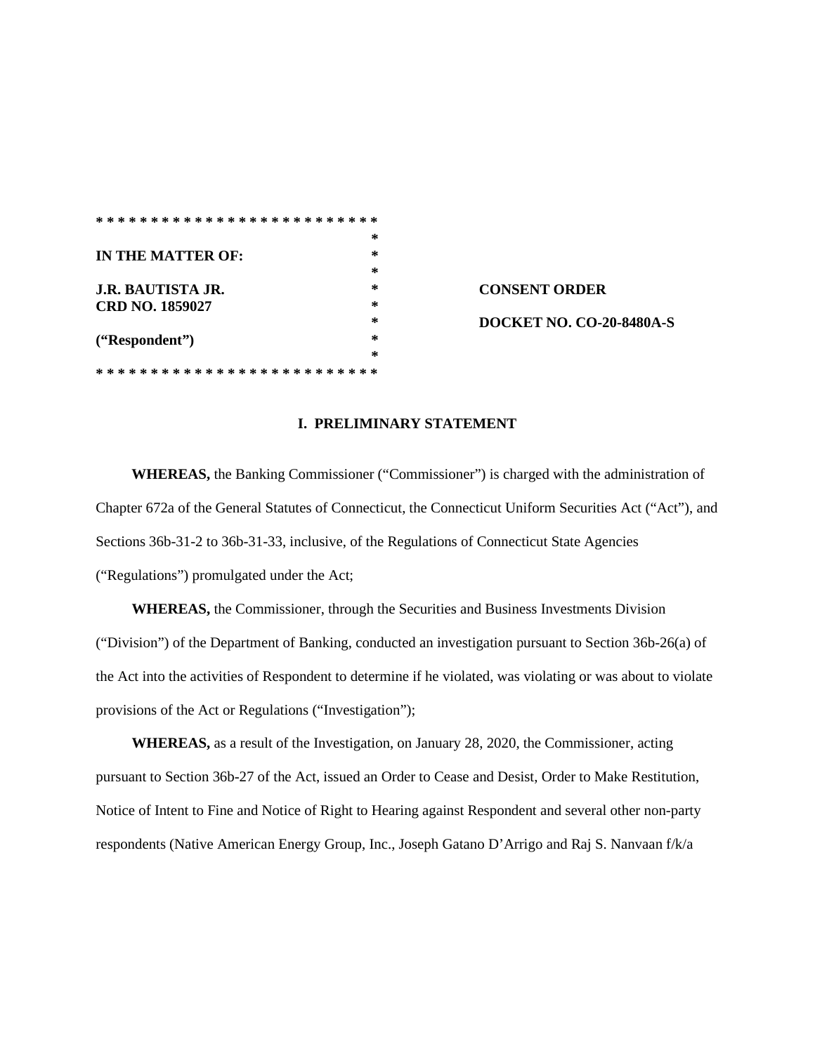**IN THE MATTER OF:**

**J.R. BAUTISTA JR.**
**CRD NO. 1859027**

**("Respondent")**

**CONSENT ORDER**

**DOCKET NO. CO-20-8480A-S**

## I. PRELIMINARY STATEMENT

**WHEREAS,** the Banking Commissioner ("Commissioner") is charged with the administration of Chapter 672a of the General Statutes of Connecticut, the Connecticut Uniform Securities Act ("Act"), and Sections 36b-31-2 to 36b-31-33, inclusive, of the Regulations of Connecticut State Agencies ("Regulations") promulgated under the Act;

**WHEREAS,** the Commissioner, through the Securities and Business Investments Division ("Division") of the Department of Banking, conducted an investigation pursuant to Section 36b-26(a) of the Act into the activities of Respondent to determine if he violated, was violating or was about to violate provisions of the Act or Regulations ("Investigation");

**WHEREAS,** as a result of the Investigation, on January 28, 2020, the Commissioner, acting pursuant to Section 36b-27 of the Act, issued an Order to Cease and Desist, Order to Make Restitution, Notice of Intent to Fine and Notice of Right to Hearing against Respondent and several other non-party respondents (Native American Energy Group, Inc., Joseph Gatano D'Arrigo and Raj S. Nanvaan f/k/a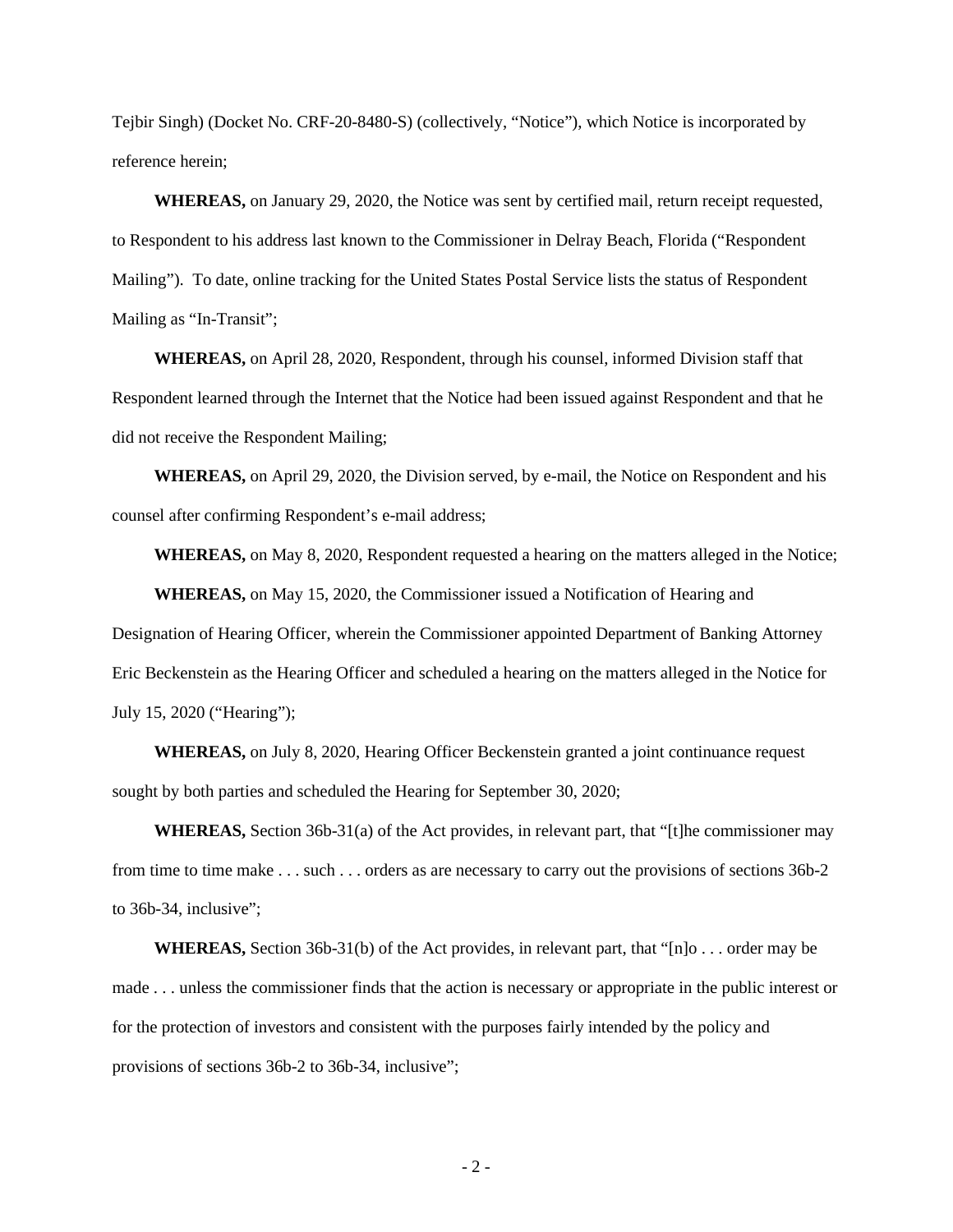Tejbir Singh) (Docket No. CRF-20-8480-S) (collectively, "Notice"), which Notice is incorporated by reference herein;

**WHEREAS,** on January 29, 2020, the Notice was sent by certified mail, return receipt requested, to Respondent to his address last known to the Commissioner in Delray Beach, Florida ("Respondent Mailing"). To date, online tracking for the United States Postal Service lists the status of Respondent Mailing as "In-Transit";

**WHEREAS,** on April 28, 2020, Respondent, through his counsel, informed Division staff that Respondent learned through the Internet that the Notice had been issued against Respondent and that he did not receive the Respondent Mailing;

**WHEREAS,** on April 29, 2020, the Division served, by e-mail, the Notice on Respondent and his counsel after confirming Respondent's e-mail address;

**WHEREAS,** on May 8, 2020, Respondent requested a hearing on the matters alleged in the Notice;

**WHEREAS,** on May 15, 2020, the Commissioner issued a Notification of Hearing and Designation of Hearing Officer, wherein the Commissioner appointed Department of Banking Attorney Eric Beckenstein as the Hearing Officer and scheduled a hearing on the matters alleged in the Notice for July 15, 2020 ("Hearing");

**WHEREAS,** on July 8, 2020, Hearing Officer Beckenstein granted a joint continuance request sought by both parties and scheduled the Hearing for September 30, 2020;

**WHEREAS,** Section 36b-31(a) of the Act provides, in relevant part, that "[t]he commissioner may from time to time make . . . such . . . orders as are necessary to carry out the provisions of sections 36b-2 to 36b-34, inclusive";

**WHEREAS,** Section 36b-31(b) of the Act provides, in relevant part, that "[n]o . . . order may be made . . . unless the commissioner finds that the action is necessary or appropriate in the public interest or for the protection of investors and consistent with the purposes fairly intended by the policy and provisions of sections 36b-2 to 36b-34, inclusive";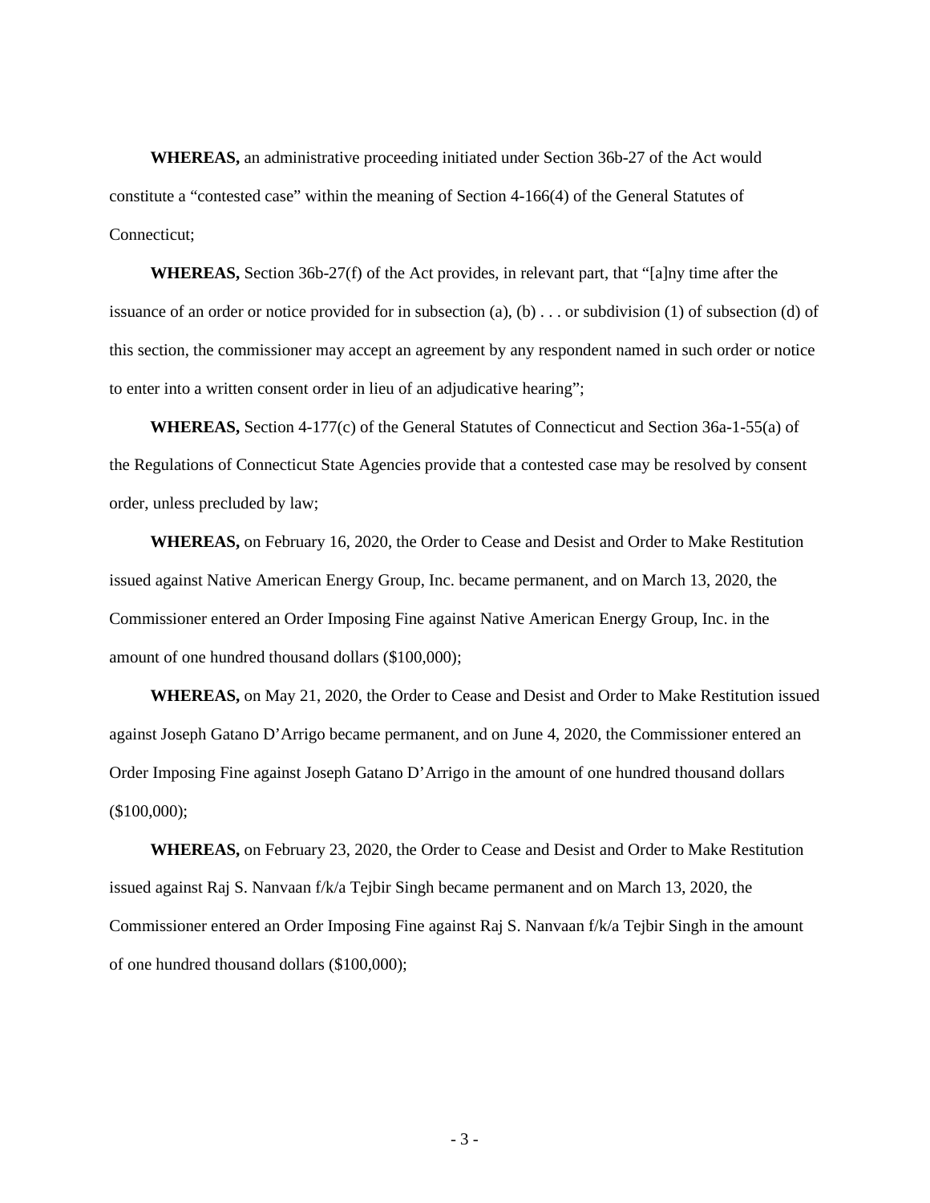**WHEREAS,** an administrative proceeding initiated under Section 36b-27 of the Act would constitute a "contested case" within the meaning of Section 4-166(4) of the General Statutes of Connecticut;

**WHEREAS,** Section 36b-27(f) of the Act provides, in relevant part, that "[a]ny time after the issuance of an order or notice provided for in subsection (a), (b) . . . or subdivision (1) of subsection (d) of this section, the commissioner may accept an agreement by any respondent named in such order or notice to enter into a written consent order in lieu of an adjudicative hearing";

**WHEREAS,** Section 4-177(c) of the General Statutes of Connecticut and Section 36a-1-55(a) of the Regulations of Connecticut State Agencies provide that a contested case may be resolved by consent order, unless precluded by law;

**WHEREAS,** on February 16, 2020, the Order to Cease and Desist and Order to Make Restitution issued against Native American Energy Group, Inc. became permanent, and on March 13, 2020, the Commissioner entered an Order Imposing Fine against Native American Energy Group, Inc. in the amount of one hundred thousand dollars ($100,000);

**WHEREAS,** on May 21, 2020, the Order to Cease and Desist and Order to Make Restitution issued against Joseph Gatano D'Arrigo became permanent, and on June 4, 2020, the Commissioner entered an Order Imposing Fine against Joseph Gatano D'Arrigo in the amount of one hundred thousand dollars ($100,000);

**WHEREAS,** on February 23, 2020, the Order to Cease and Desist and Order to Make Restitution issued against Raj S. Nanvaan f/k/a Tejbir Singh became permanent and on March 13, 2020, the Commissioner entered an Order Imposing Fine against Raj S. Nanvaan f/k/a Tejbir Singh in the amount of one hundred thousand dollars ($100,000);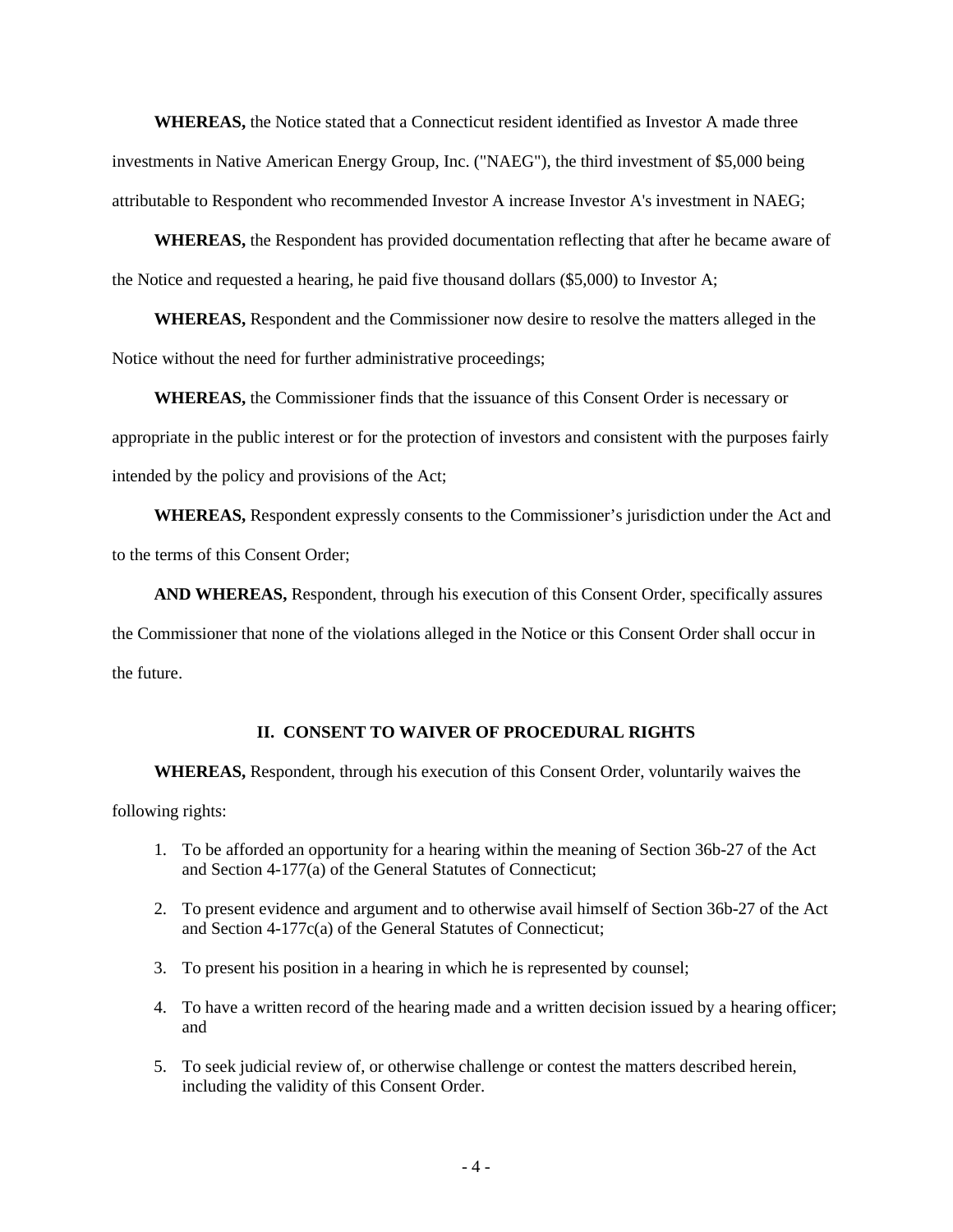**WHEREAS,** the Notice stated that a Connecticut resident identified as Investor A made three investments in Native American Energy Group, Inc. ("NAEG"), the third investment of $5,000 being attributable to Respondent who recommended Investor A increase Investor A's investment in NAEG;

**WHEREAS,** the Respondent has provided documentation reflecting that after he became aware of the Notice and requested a hearing, he paid five thousand dollars ($5,000) to Investor A;

**WHEREAS,** Respondent and the Commissioner now desire to resolve the matters alleged in the Notice without the need for further administrative proceedings;

**WHEREAS,** the Commissioner finds that the issuance of this Consent Order is necessary or appropriate in the public interest or for the protection of investors and consistent with the purposes fairly intended by the policy and provisions of the Act;

**WHEREAS,** Respondent expressly consents to the Commissioner's jurisdiction under the Act and to the terms of this Consent Order;

**AND WHEREAS,** Respondent, through his execution of this Consent Order, specifically assures the Commissioner that none of the violations alleged in the Notice or this Consent Order shall occur in the future.

## II. CONSENT TO WAIVER OF PROCEDURAL RIGHTS

**WHEREAS,** Respondent, through his execution of this Consent Order, voluntarily waives the following rights:

1. To be afforded an opportunity for a hearing within the meaning of Section 36b-27 of the Act and Section 4-177(a) of the General Statutes of Connecticut;
2. To present evidence and argument and to otherwise avail himself of Section 36b-27 of the Act and Section 4-177c(a) of the General Statutes of Connecticut;
3. To present his position in a hearing in which he is represented by counsel;
4. To have a written record of the hearing made and a written decision issued by a hearing officer; and
5. To seek judicial review of, or otherwise challenge or contest the matters described herein, including the validity of this Consent Order.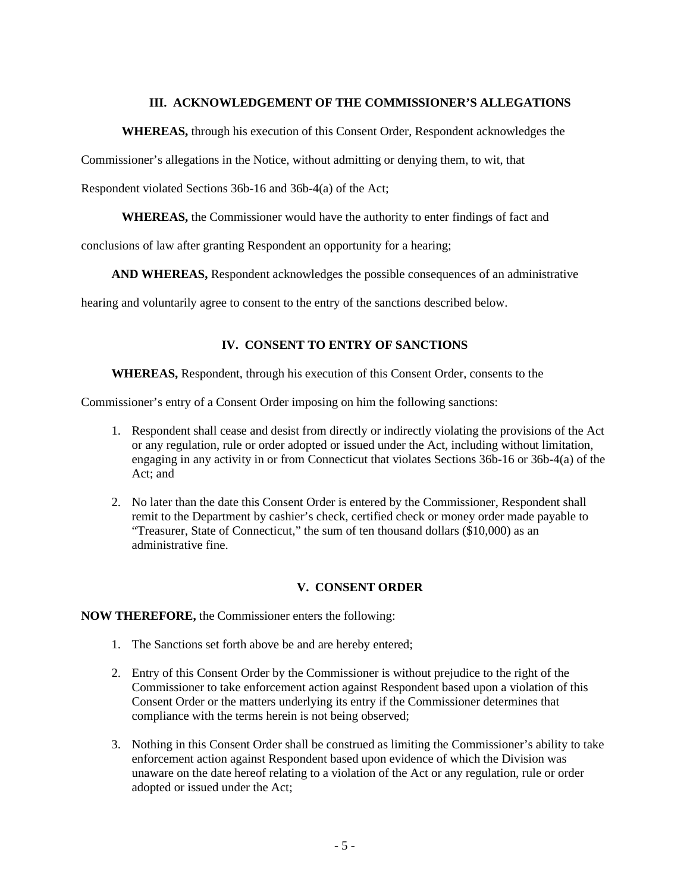## III. ACKNOWLEDGEMENT OF THE COMMISSIONER'S ALLEGATIONS

**WHEREAS,** through his execution of this Consent Order, Respondent acknowledges the Commissioner's allegations in the Notice, without admitting or denying them, to wit, that Respondent violated Sections 36b-16 and 36b-4(a) of the Act;

**WHEREAS,** the Commissioner would have the authority to enter findings of fact and conclusions of law after granting Respondent an opportunity for a hearing;

**AND WHEREAS,** Respondent acknowledges the possible consequences of an administrative hearing and voluntarily agree to consent to the entry of the sanctions described below.

## IV. CONSENT TO ENTRY OF SANCTIONS

**WHEREAS,** Respondent, through his execution of this Consent Order, consents to the Commissioner's entry of a Consent Order imposing on him the following sanctions:

1. Respondent shall cease and desist from directly or indirectly violating the provisions of the Act or any regulation, rule or order adopted or issued under the Act, including without limitation, engaging in any activity in or from Connecticut that violates Sections 36b-16 or 36b-4(a) of the Act; and
2. No later than the date this Consent Order is entered by the Commissioner, Respondent shall remit to the Department by cashier's check, certified check or money order made payable to "Treasurer, State of Connecticut," the sum of ten thousand dollars ($10,000) as an administrative fine.

## V. CONSENT ORDER

**NOW THEREFORE,** the Commissioner enters the following:

1. The Sanctions set forth above be and are hereby entered;
2. Entry of this Consent Order by the Commissioner is without prejudice to the right of the Commissioner to take enforcement action against Respondent based upon a violation of this Consent Order or the matters underlying its entry if the Commissioner determines that compliance with the terms herein is not being observed;
3. Nothing in this Consent Order shall be construed as limiting the Commissioner's ability to take enforcement action against Respondent based upon evidence of which the Division was unaware on the date hereof relating to a violation of the Act or any regulation, rule or order adopted or issued under the Act;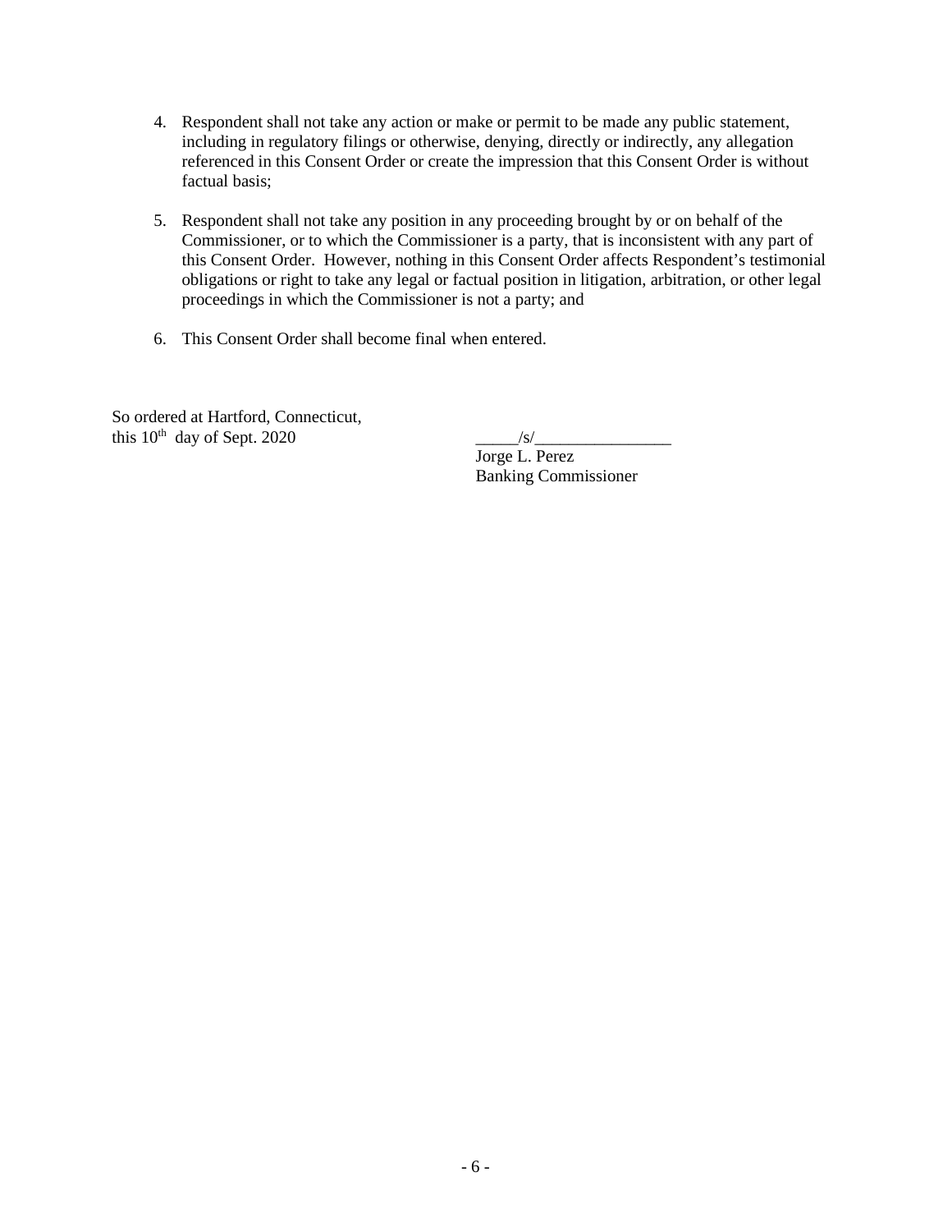4. Respondent shall not take any action or make or permit to be made any public statement, including in regulatory filings or otherwise, denying, directly or indirectly, any allegation referenced in this Consent Order or create the impression that this Consent Order is without factual basis;

5. Respondent shall not take any position in any proceeding brought by or on behalf of the Commissioner, or to which the Commissioner is a party, that is inconsistent with any part of this Consent Order. However, nothing in this Consent Order affects Respondent's testimonial obligations or right to take any legal or factual position in litigation, arbitration, or other legal proceedings in which the Commissioner is not a party; and

6. This Consent Order shall become final when entered.

So ordered at Hartford, Connecticut,
this 10th day of Sept. 2020

_____/s/________________
Jorge L. Perez
Banking Commissioner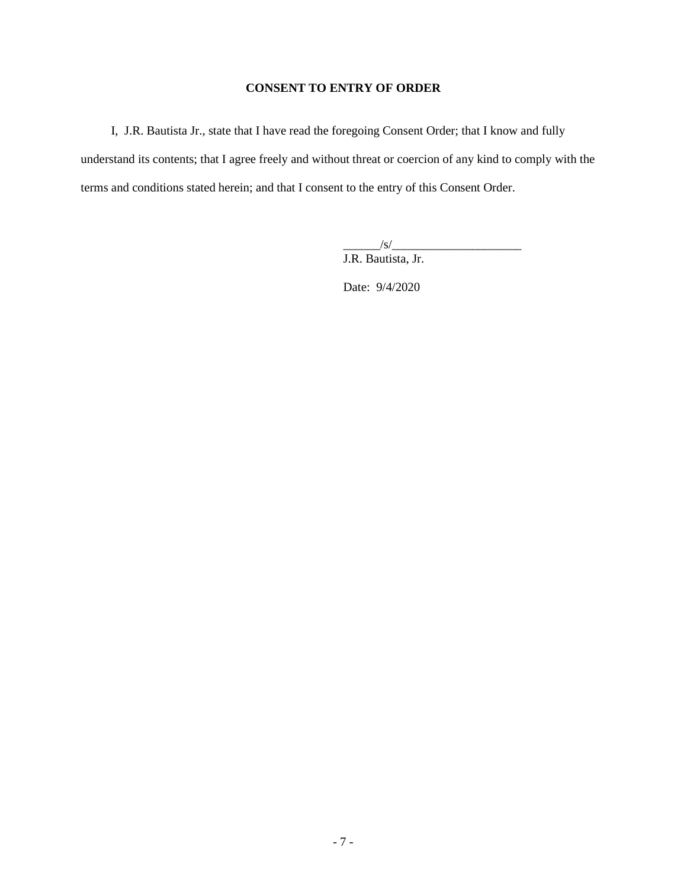**CONSENT TO ENTRY OF ORDER**

I, J.R. Bautista Jr., state that I have read the foregoing Consent Order; that I know and fully understand its contents; that I agree freely and without threat or coercion of any kind to comply with the terms and conditions stated herein; and that I consent to the entry of this Consent Order.

______/s/_____________________
J.R. Bautista, Jr.

Date: 9/4/2020